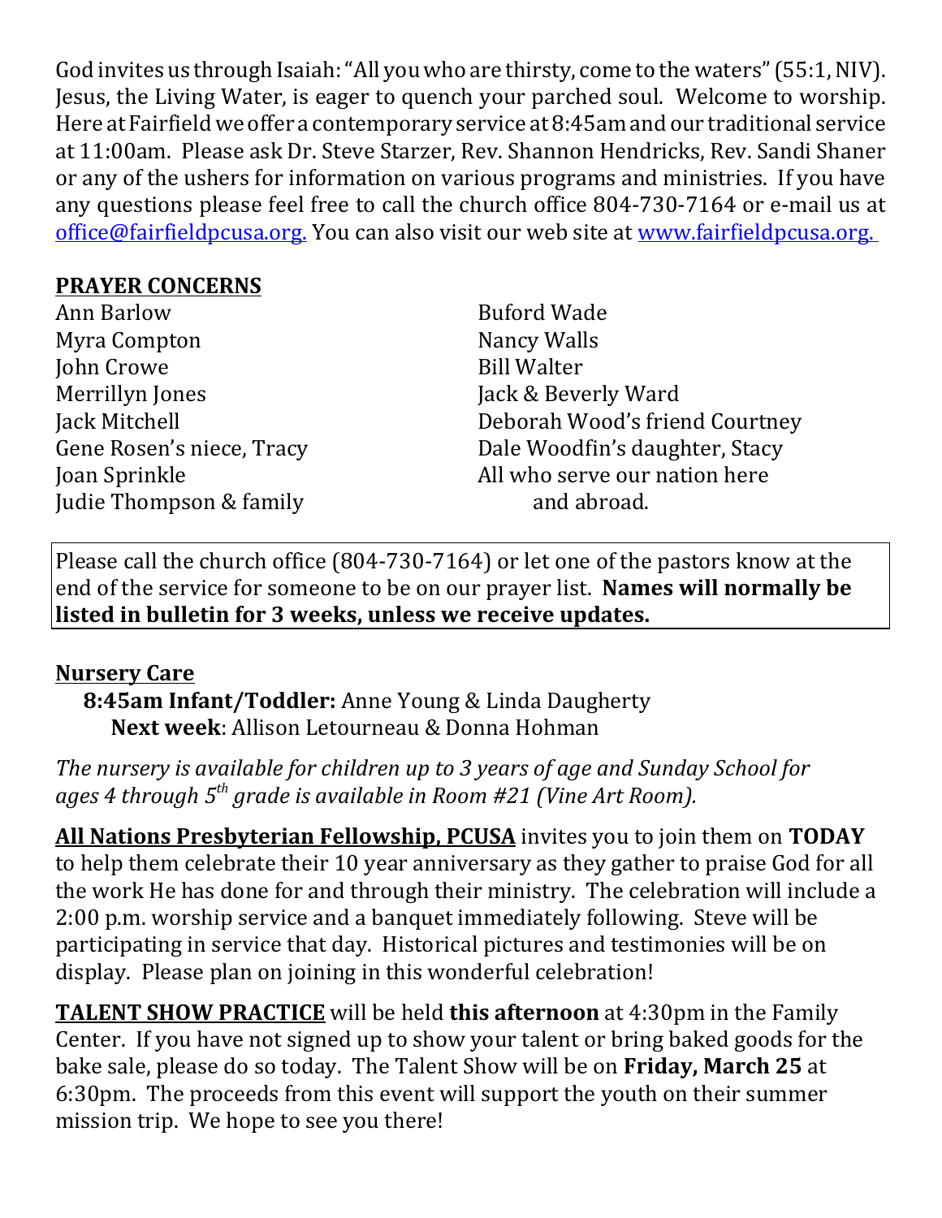God invites us through Isaiah: "All you who are thirsty, come to the waters" (55:1, NIV). Jesus, the Living Water, is eager to quench your parched soul. Welcome to worship. Here at Fairfield we offer a contemporary service at 8:45am and our traditional service at 11:00am. Please ask Dr. Steve Starzer, Rev. Shannon Hendricks, Rev. Sandi Shaner or any of the ushers for information on various programs and ministries. If you have any questions please feel free to call the church office 804-730-7164 or e-mail us at office@fairfieldpcusa.org. You can also visit our web site at www.fairfieldpcusa.org.

## PRAYER CONCERNS

Ann Barlow
Myra Compton
John Crowe
Merrillyn Jones
Jack Mitchell
Gene Rosen's niece, Tracy
Joan Sprinkle
Judie Thompson & family
Buford Wade
Nancy Walls
Bill Walter
Jack & Beverly Ward
Deborah Wood's friend Courtney
Dale Woodfin's daughter, Stacy
All who serve our nation here and abroad.

Please call the church office (804-730-7164) or let one of the pastors know at the end of the service for someone to be on our prayer list. **Names will normally be listed in bulletin for 3 weeks, unless we receive updates.**

## Nursery Care

**8:45am Infant/Toddler:** Anne Young & Linda Daugherty
**Next week**: Allison Letourneau & Donna Hohman

*The nursery is available for children up to 3 years of age and Sunday School for ages 4 through 5th grade is available in Room #21 (Vine Art Room).*

**All Nations Presbyterian Fellowship, PCUSA** invites you to join them on **TODAY** to help them celebrate their 10 year anniversary as they gather to praise God for all the work He has done for and through their ministry. The celebration will include a 2:00 p.m. worship service and a banquet immediately following. Steve will be participating in service that day. Historical pictures and testimonies will be on display. Please plan on joining in this wonderful celebration!

**TALENT SHOW PRACTICE** will be held **this afternoon** at 4:30pm in the Family Center. If you have not signed up to show your talent or bring baked goods for the bake sale, please do so today. The Talent Show will be on **Friday, March 25** at 6:30pm. The proceeds from this event will support the youth on their summer mission trip. We hope to see you there!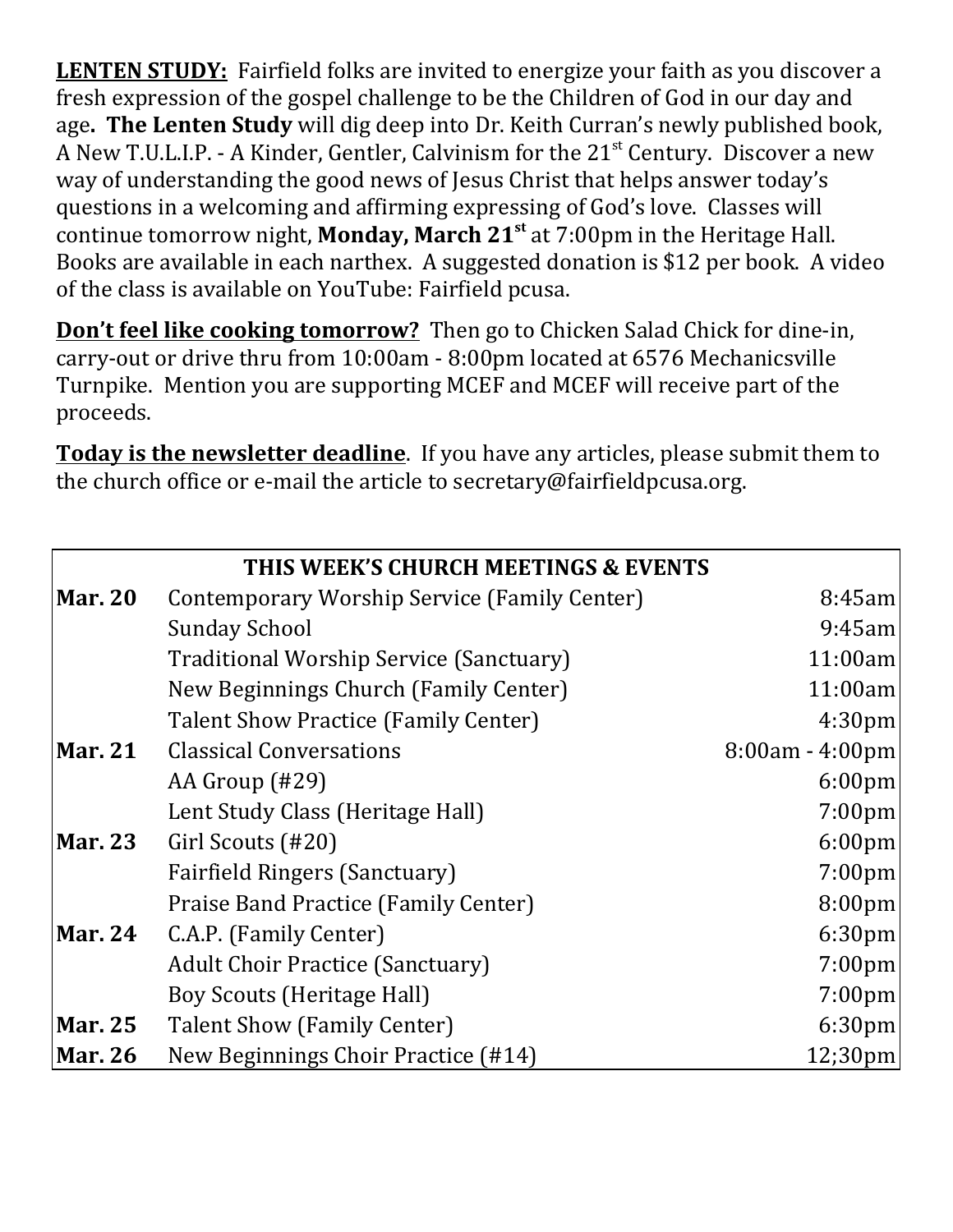**<u>LENTEN STUDY:</u>** Fairfield folks are invited to energize your faith as you discover a fresh expression of the gospel challenge to be the Children of God in our day and age**. The Lenten Study** will dig deep into Dr. Keith Curran's newly published book, A New T.U.L.I.P. - A Kinder, Gentler, Calvinism for the 21st Century. Discover a new way of understanding the good news of Jesus Christ that helps answer today's questions in a welcoming and affirming expressing of God's love. Classes will continue tomorrow night, **Monday, March 21st** at 7:00pm in the Heritage Hall. Books are available in each narthex. A suggested donation is $12 per book. A video of the class is available on YouTube: Fairfield pcusa.

**<u>Don't feel like cooking tomorrow?</u>** Then go to Chicken Salad Chick for dine-in, carry-out or drive thru from 10:00am - 8:00pm located at 6576 Mechanicsville Turnpike. Mention you are supporting MCEF and MCEF will receive part of the proceeds.

**<u>Today is the newsletter deadline</u>**. If you have any articles, please submit them to the church office or e-mail the article to secretary@fairfieldpcusa.org.

| THIS WEEK'S CHURCH MEETINGS & EVENTS | | |
|---|---|---|
| **Mar. 20** | Contemporary Worship Service (Family Center) | 8:45am |
| | Sunday School | 9:45am |
| | Traditional Worship Service (Sanctuary) | 11:00am |
| | New Beginnings Church (Family Center) | 11:00am |
| | Talent Show Practice (Family Center) | 4:30pm |
| **Mar. 21** | Classical Conversations | 8:00am - 4:00pm |
| | AA Group (#29) | 6:00pm |
| | Lent Study Class (Heritage Hall) | 7:00pm |
| **Mar. 23** | Girl Scouts (#20) | 6:00pm |
| | Fairfield Ringers (Sanctuary) | 7:00pm |
| | Praise Band Practice (Family Center) | 8:00pm |
| **Mar. 24** | C.A.P. (Family Center) | 6:30pm |
| | Adult Choir Practice (Sanctuary) | 7:00pm |
| | Boy Scouts (Heritage Hall) | 7:00pm |
| **Mar. 25** | Talent Show (Family Center) | 6:30pm |
| **Mar. 26** | New Beginnings Choir Practice (#14) | 12;30pm |